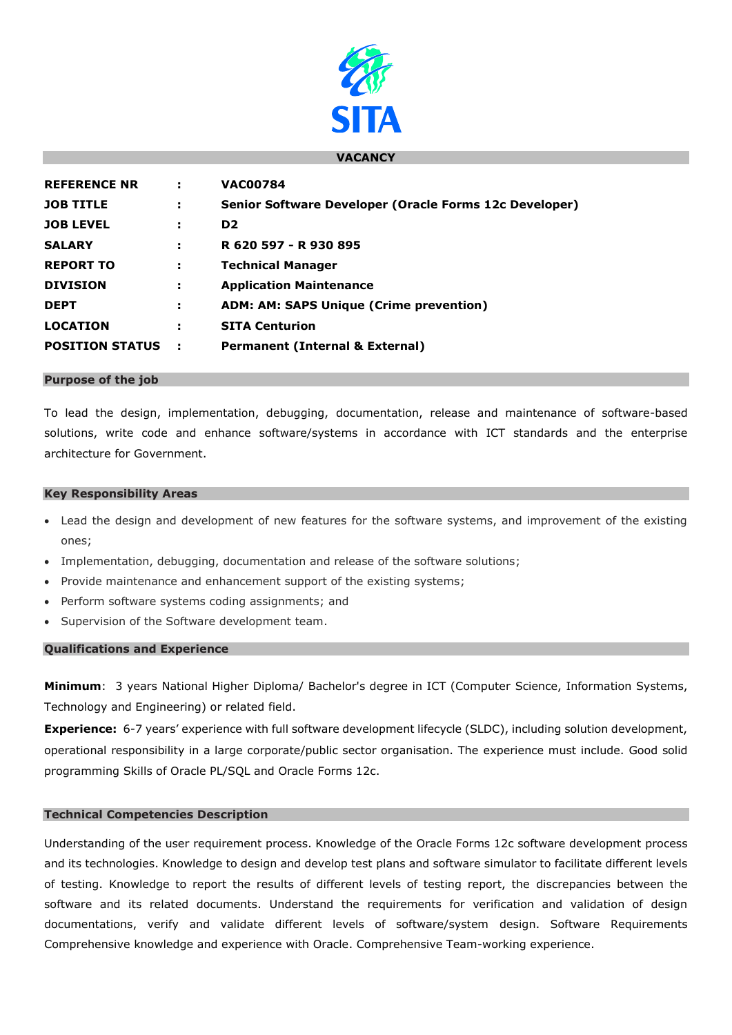SITA

## VACANCY

| | | |
|---|---|---|
| **REFERENCE NR** | **:** | **VAC00784** |
| **JOB TITLE** | **:** | **Senior Software Developer (Oracle Forms 12c Developer)** |
| **JOB LEVEL** | **:** | **D2** |
| **SALARY** | **:** | **R 620 597 - R 930 895** |
| **REPORT TO** | **:** | **Technical Manager** |
| **DIVISION** | **:** | **Application Maintenance** |
| **DEPT** | **:** | **ADM: AM: SAPS Unique (Crime prevention)** |
| **LOCATION** | **:** | **SITA Centurion** |
| **POSITION STATUS** | **:** | **Permanent (Internal & External)** |

### Purpose of the job

To lead the design, implementation, debugging, documentation, release and maintenance of software-based solutions, write code and enhance software/systems in accordance with ICT standards and the enterprise architecture for Government.

### Key Responsibility Areas

- Lead the design and development of new features for the software systems, and improvement of the existing ones;
- Implementation, debugging, documentation and release of the software solutions;
- Provide maintenance and enhancement support of the existing systems;
- Perform software systems coding assignments; and
- Supervision of the Software development team.

### Qualifications and Experience

**Minimum**: 3 years National Higher Diploma/ Bachelor's degree in ICT (Computer Science, Information Systems, Technology and Engineering) or related field.

**Experience:** 6-7 years' experience with full software development lifecycle (SLDC), including solution development, operational responsibility in a large corporate/public sector organisation. The experience must include. Good solid programming Skills of Oracle PL/SQL and Oracle Forms 12c.

### Technical Competencies Description

Understanding of the user requirement process. Knowledge of the Oracle Forms 12c software development process and its technologies. Knowledge to design and develop test plans and software simulator to facilitate different levels of testing. Knowledge to report the results of different levels of testing report, the discrepancies between the software and its related documents. Understand the requirements for verification and validation of design documentations, verify and validate different levels of software/system design. Software Requirements Comprehensive knowledge and experience with Oracle. Comprehensive Team-working experience.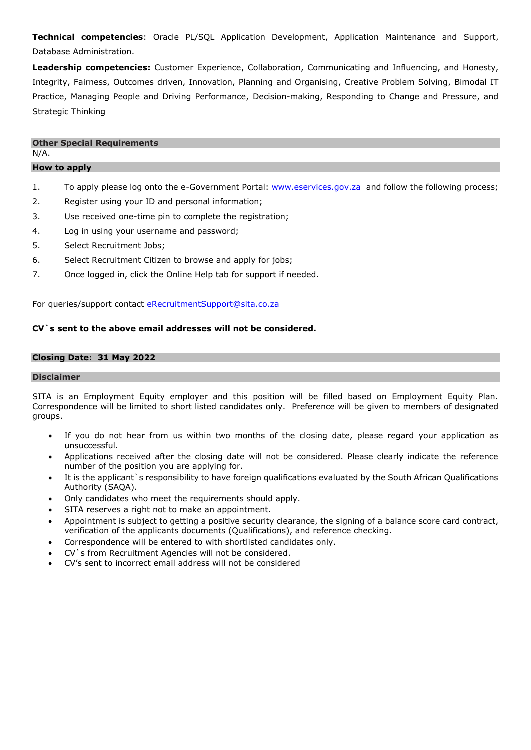**Technical competencies**: Oracle PL/SQL Application Development, Application Maintenance and Support, Database Administration.

**Leadership competencies:** Customer Experience, Collaboration, Communicating and Influencing, and Honesty, Integrity, Fairness, Outcomes driven, Innovation, Planning and Organising, Creative Problem Solving, Bimodal IT Practice, Managing People and Driving Performance, Decision-making, Responding to Change and Pressure, and Strategic Thinking

## Other Special Requirements

N/A.

## How to apply

1. To apply please log onto the e-Government Portal: www.eservices.gov.za and follow the following process;
2. Register using your ID and personal information;
3. Use received one-time pin to complete the registration;
4. Log in using your username and password;
5. Select Recruitment Jobs;
6. Select Recruitment Citizen to browse and apply for jobs;
7. Once logged in, click the Online Help tab for support if needed.

For queries/support contact eRecruitmentSupport@sita.co.za

**CV`s sent to the above email addresses will not be considered.**

## Closing Date: 31 May 2022

## Disclaimer

SITA is an Employment Equity employer and this position will be filled based on Employment Equity Plan. Correspondence will be limited to short listed candidates only. Preference will be given to members of designated groups.

- If you do not hear from us within two months of the closing date, please regard your application as unsuccessful.
- Applications received after the closing date will not be considered. Please clearly indicate the reference number of the position you are applying for.
- It is the applicant`s responsibility to have foreign qualifications evaluated by the South African Qualifications Authority (SAQA).
- Only candidates who meet the requirements should apply.
- SITA reserves a right not to make an appointment.
- Appointment is subject to getting a positive security clearance, the signing of a balance score card contract, verification of the applicants documents (Qualifications), and reference checking.
- Correspondence will be entered to with shortlisted candidates only.
- CV`s from Recruitment Agencies will not be considered.
- CV's sent to incorrect email address will not be considered